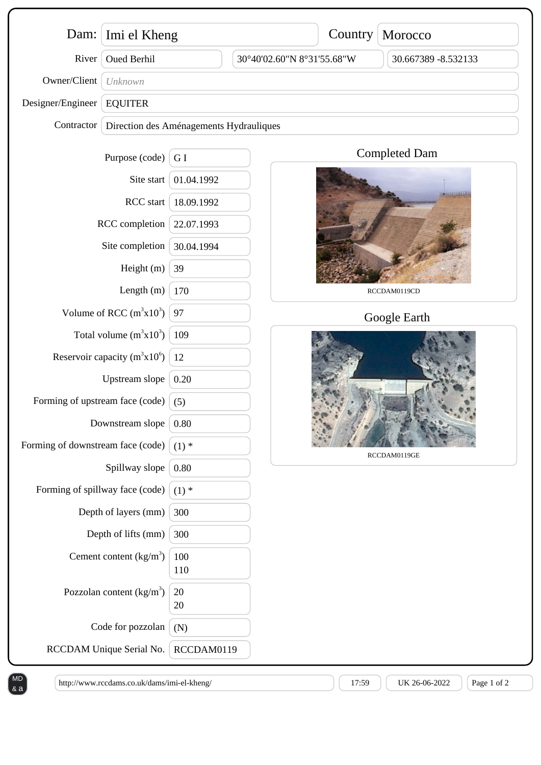| Dam: | Imi el Kheng | Country | Morocco |
|---|---|---|---|
| River | Oued Berhil | 30°40'02.60"N 8°31'55.68"W | 30.667389 -8.532133 |
| Owner/Client | *Unknown* | | |
| Designer/Engineer | EQUITER | | |
| Contractor | Direction des Aménagements Hydrauliques | | |

| Field | Value |
|---|---|
| Purpose (code) | G I |
| Site start | 01.04.1992 |
| RCC start | 18.09.1992 |
| RCC completion | 22.07.1993 |
| Site completion | 30.04.1994 |
| Height (m) | 39 |
| Length (m) | 170 |
| Volume of RCC ($m^3 x10^3$) | 97 |
| Total volume ($m^3 x10^3$) | 109 |
| Reservoir capacity ($m^3 x10^6$) | 12 |
| Upstream slope | 0.20 |
| Forming of upstream face (code) | (5) |
| Downstream slope | 0.80 |
| Forming of downstream face (code) | (1) * |
| Spillway slope | 0.80 |
| Forming of spillway face (code) | (1) * |
| Depth of layers (mm) | 300 |
| Depth of lifts (mm) | 300 |
| Cement content ($kg/m^3$) | 100<br>110 |
| Pozzolan content ($kg/m^3$) | 20<br>20 |
| Code for pozzolan | (N) |
| RCCDAM Unique Serial No. | RCCDAM0119 |

## Completed Dam

RCCDAM0119CD

## Google Earth

RCCDAM0119GE

http://www.rccdams.co.uk/dams/imi-el-kheng/ | 17:59 | UK 26-06-2022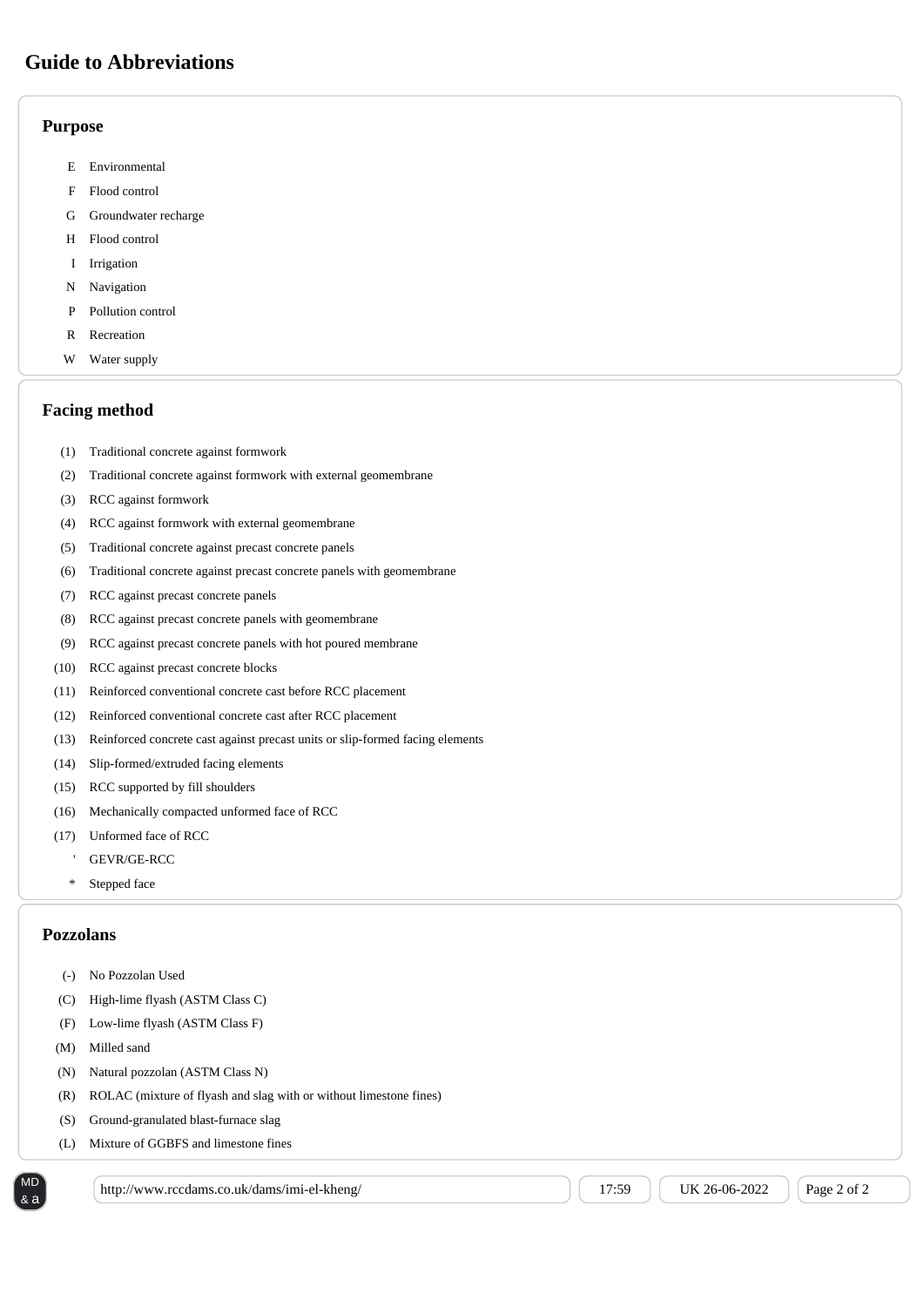# Guide to Abbreviations

## Purpose

- E Environmental
- F Flood control
- G Groundwater recharge
- H Flood control
- I Irrigation
- N Navigation
- P Pollution control
- R Recreation
- W Water supply

## Facing method

- (1) Traditional concrete against formwork
- (2) Traditional concrete against formwork with external geomembrane
- (3) RCC against formwork
- (4) RCC against formwork with external geomembrane
- (5) Traditional concrete against precast concrete panels
- (6) Traditional concrete against precast concrete panels with geomembrane
- (7) RCC against precast concrete panels
- (8) RCC against precast concrete panels with geomembrane
- (9) RCC against precast concrete panels with hot poured membrane
- (10) RCC against precast concrete blocks
- (11) Reinforced conventional concrete cast before RCC placement
- (12) Reinforced conventional concrete cast after RCC placement
- (13) Reinforced concrete cast against precast units or slip-formed facing elements
- (14) Slip-formed/extruded facing elements
- (15) RCC supported by fill shoulders
- (16) Mechanically compacted unformed face of RCC
- (17) Unformed face of RCC
- ' GEVR/GE-RCC
- * Stepped face

## Pozzolans

- (-) No Pozzolan Used
- (C) High-lime flyash (ASTM Class C)
- (F) Low-lime flyash (ASTM Class F)
- (M) Milled sand
- (N) Natural pozzolan (ASTM Class N)
- (R) ROLAC (mixture of flyash and slag with or without limestone fines)
- (S) Ground-granulated blast-furnace slag
- (L) Mixture of GGBFS and limestone fines